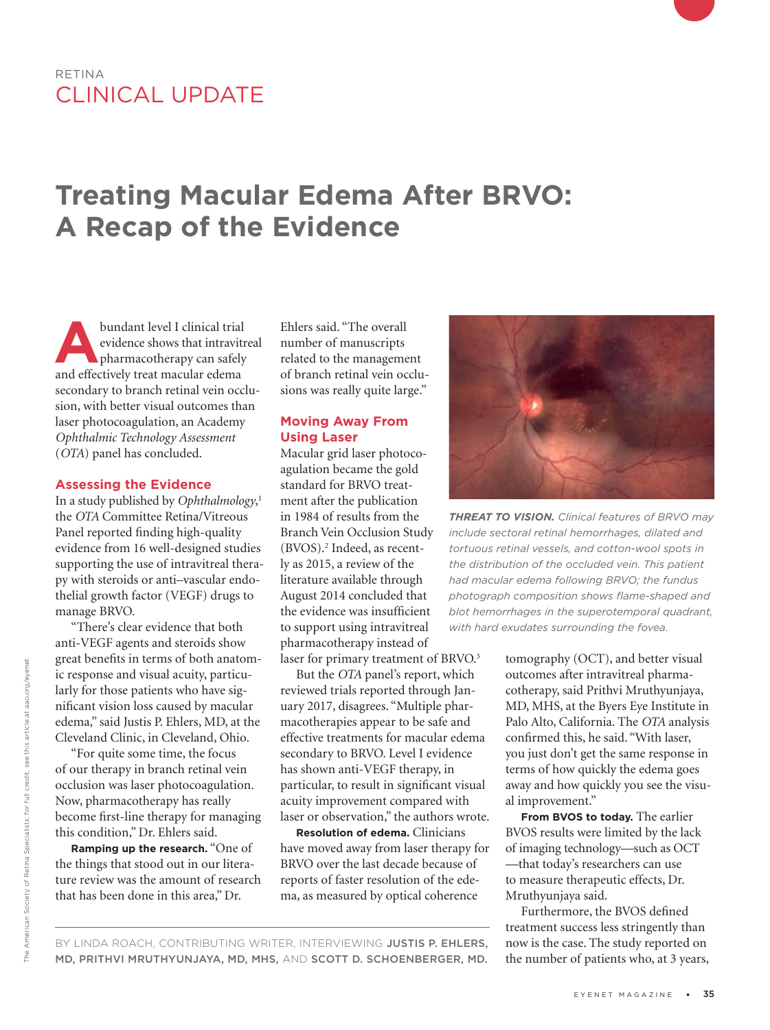RETINA

CLINICAL UPDATE

# Treating Macular Edema After BRVO: A Recap of the Evidence

Abundant level I clinical trial evidence shows that intravitreal pharmacotherapy can safely and effectively treat macular edema secondary to branch retinal vein occlusion, with better visual outcomes than laser photocoagulation, an Academy *Ophthalmic Technology Assessment* (*OTA*) panel has concluded.

## Assessing the Evidence

In a study published by *Ophthalmology*,[1] the *OTA* Committee Retina/Vitreous Panel reported finding high-quality evidence from 16 well-designed studies supporting the use of intravitreal therapy with steroids or anti–vascular endothelial growth factor (VEGF) drugs to manage BRVO.

"There's clear evidence that both anti-VEGF agents and steroids show great benefits in terms of both anatomic response and visual acuity, particularly for those patients who have significant vision loss caused by macular edema," said Justis P. Ehlers, MD, at the Cleveland Clinic, in Cleveland, Ohio.

"For quite some time, the focus of our therapy in branch retinal vein occlusion was laser photocoagulation. Now, pharmacotherapy has really become first-line therapy for managing this condition," Dr. Ehlers said.

**Ramping up the research.** "One of the things that stood out in our literature review was the amount of research that has been done in this area," Dr. Ehlers said. "The overall number of manuscripts related to the management of branch retinal vein occlusions was really quite large."

## Moving Away From Using Laser

Macular grid laser photocoagulation became the gold standard for BRVO treatment after the publication in 1984 of results from the Branch Vein Occlusion Study (BVOS).[2] Indeed, as recently as 2015, a review of the literature available through August 2014 concluded that the evidence was insufficient to support using intravitreal pharmacotherapy instead of laser for primary treatment of BRVO.[3]

But the *OTA* panel's report, which reviewed trials reported through January 2017, disagrees. "Multiple pharmacotherapies appear to be safe and effective treatments for macular edema secondary to BRVO. Level I evidence has shown anti-VEGF therapy, in particular, to result in significant visual acuity improvement compared with laser or observation," the authors wrote.

**Resolution of edema.** Clinicians have moved away from laser therapy for BRVO over the last decade because of reports of faster resolution of the edema, as measured by optical coherence tomography (OCT), and better visual outcomes after intravitreal pharmacotherapy, said Prithvi Mruthyunjaya, MD, MHS, at the Byers Eye Institute in Palo Alto, California. The *OTA* analysis confirmed this, he said. "With laser, you just don't get the same response in terms of how quickly the edema goes away and how quickly you see the visual improvement."

***THREAT TO VISION.*** *Clinical features of BRVO may include sectoral retinal hemorrhages, dilated and tortuous retinal vessels, and cotton-wool spots in the distribution of the occluded vein. This patient had macular edema following BRVO; the fundus photograph composition shows flame-shaped and blot hemorrhages in the superotemporal quadrant, with hard exudates surrounding the fovea.*

**From BVOS to today.** The earlier BVOS results were limited by the lack of imaging technology—such as OCT—that today's researchers can use to measure therapeutic effects, Dr. Mruthyunjaya said.

Furthermore, the BVOS defined treatment success less stringently than now is the case. The study reported on the number of patients who, at 3 years,

BY LINDA ROACH, CONTRIBUTING WRITER, INTERVIEWING **JUSTIS P. EHLERS, MD, PRITHVI MRUTHYUNJAYA, MD, MHS,** AND **SCOTT D. SCHOENBERGER, MD.**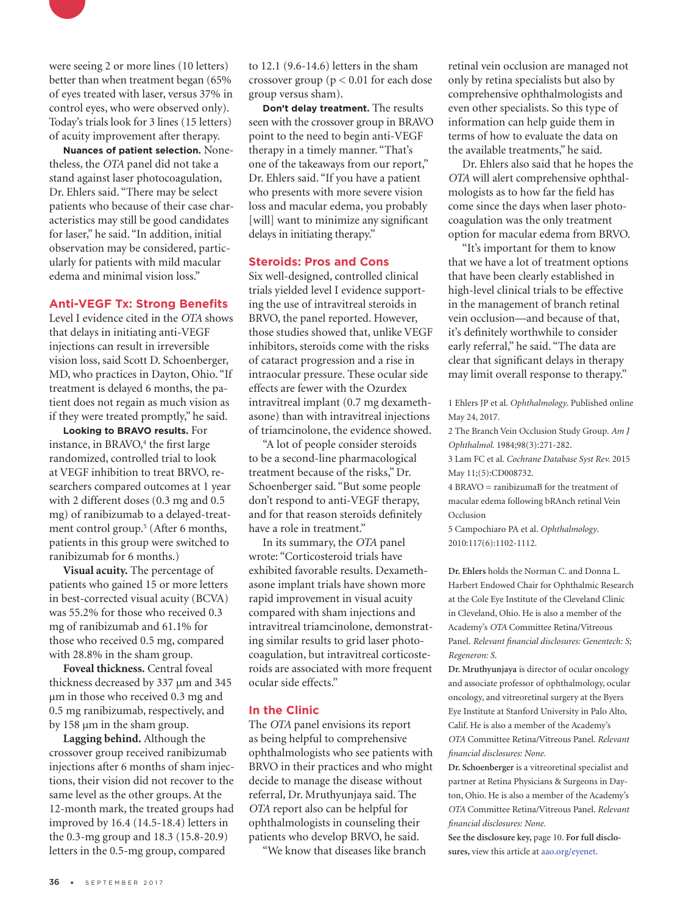were seeing 2 or more lines (10 letters) better than when treatment began (65% of eyes treated with laser, versus 37% in control eyes, who were observed only). Today's trials look for 3 lines (15 letters) of acuity improvement after therapy.

**Nuances of patient selection.** Nonetheless, the *OTA* panel did not take a stand against laser photocoagulation, Dr. Ehlers said. "There may be select patients who because of their case characteristics may still be good candidates for laser," he said. "In addition, initial observation may be considered, particularly for patients with mild macular edema and minimal vision loss."

## Anti-VEGF Tx: Strong Benefits

Level I evidence cited in the *OTA* shows that delays in initiating anti-VEGF injections can result in irreversible vision loss, said Scott D. Schoenberger, MD, who practices in Dayton, Ohio. "If treatment is delayed 6 months, the patient does not regain as much vision as if they were treated promptly," he said.

**Looking to BRAVO results.** For instance, in BRAVO,[4] the first large randomized, controlled trial to look at VEGF inhibition to treat BRVO, researchers compared outcomes at 1 year with 2 different doses (0.3 mg and 0.5 mg) of ranibizumab to a delayed-treatment control group.[5] (After 6 months, patients in this group were switched to ranibizumab for 6 months.)

**Visual acuity.** The percentage of patients who gained 15 or more letters in best-corrected visual acuity (BCVA) was 55.2% for those who received 0.3 mg of ranibizumab and 61.1% for those who received 0.5 mg, compared with 28.8% in the sham group.

**Foveal thickness.** Central foveal thickness decreased by 337 µm and 345 µm in those who received 0.3 mg and 0.5 mg ranibizumab, respectively, and by 158 µm in the sham group.

**Lagging behind.** Although the crossover group received ranibizumab injections after 6 months of sham injections, their vision did not recover to the same level as the other groups. At the 12-month mark, the treated groups had improved by 16.4 (14.5-18.4) letters in the 0.3-mg group and 18.3 (15.8-20.9) letters in the 0.5-mg group, compared to 12.1 (9.6-14.6) letters in the sham crossover group ($p < 0.01$ for each dose group versus sham).

**Don't delay treatment.** The results seen with the crossover group in BRAVO point to the need to begin anti-VEGF therapy in a timely manner. "That's one of the takeaways from our report," Dr. Ehlers said. "If you have a patient who presents with more severe vision loss and macular edema, you probably [will] want to minimize any significant delays in initiating therapy."

## Steroids: Pros and Cons

Six well-designed, controlled clinical trials yielded level I evidence supporting the use of intravitreal steroids in BRVO, the panel reported. However, those studies showed that, unlike VEGF inhibitors, steroids come with the risks of cataract progression and a rise in intraocular pressure. These ocular side effects are fewer with the Ozurdex intravitreal implant (0.7 mg dexamethasone) than with intravitreal injections of triamcinolone, the evidence showed.

"A lot of people consider steroids to be a second-line pharmacological treatment because of the risks," Dr. Schoenberger said. "But some people don't respond to anti-VEGF therapy, and for that reason steroids definitely have a role in treatment."

In its summary, the *OTA* panel wrote: "Corticosteroid trials have exhibited favorable results. Dexamethasone implant trials have shown more rapid improvement in visual acuity compared with sham injections and intravitreal triamcinolone, demonstrating similar results to grid laser photocoagulation, but intravitreal corticosteroids are associated with more frequent ocular side effects."

## In the Clinic

The *OTA* panel envisions its report as being helpful to comprehensive ophthalmologists who see patients with BRVO in their practices and who might decide to manage the disease without referral, Dr. Mruthyunjaya said. The *OTA* report also can be helpful for ophthalmologists in counseling their patients who develop BRVO, he said.

"We know that diseases like branch retinal vein occlusion are managed not only by retina specialists but also by comprehensive ophthalmologists and even other specialists. So this type of information can help guide them in terms of how to evaluate the data on the available treatments," he said.

Dr. Ehlers also said that he hopes the *OTA* will alert comprehensive ophthalmologists as to how far the field has come since the days when laser photocoagulation was the only treatment option for macular edema from BRVO.

"It's important for them to know that we have a lot of treatment options that have been clearly established in high-level clinical trials to be effective in the management of branch retinal vein occlusion—and because of that, it's definitely worthwhile to consider early referral," he said. "The data are clear that significant delays in therapy may limit overall response to therapy."

1 Ehlers JP et al. *Ophthalmology*. Published online May 24, 2017.

2 The Branch Vein Occlusion Study Group. *Am J Ophthalmol.* 1984;98(3):271-282.

3 Lam FC et al. *Cochrane Database Syst Rev.* 2015 May 11;(5):CD008732.

4 BRAVO = ranibizumaB for the treatment of macular edema following bRAnch retinal Vein Occlusion

5 Campochiaro PA et al. *Ophthalmology.* 2010:117(6):1102-1112.

**Dr. Ehlers** holds the Norman C. and Donna L. Harbert Endowed Chair for Ophthalmic Research at the Cole Eye Institute of the Cleveland Clinic in Cleveland, Ohio. He is also a member of the Academy's *OTA* Committee Retina/Vitreous Panel. *Relevant financial disclosures: Genentech: S; Regeneron: S.*

**Dr. Mruthyunjaya** is director of ocular oncology and associate professor of ophthalmology, ocular oncology, and vitreoretinal surgery at the Byers Eye Institute at Stanford University in Palo Alto, Calif. He is also a member of the Academy's *OTA* Committee Retina/Vitreous Panel. *Relevant financial disclosures: None.*

**Dr. Schoenberger** is a vitreoretinal specialist and partner at Retina Physicians & Surgeons in Dayton, Ohio. He is also a member of the Academy's *OTA* Committee Retina/Vitreous Panel. *Relevant financial disclosures: None.*

**See the disclosure key,** page 10. **For full disclosures,** view this article at aao.org/eyenet.